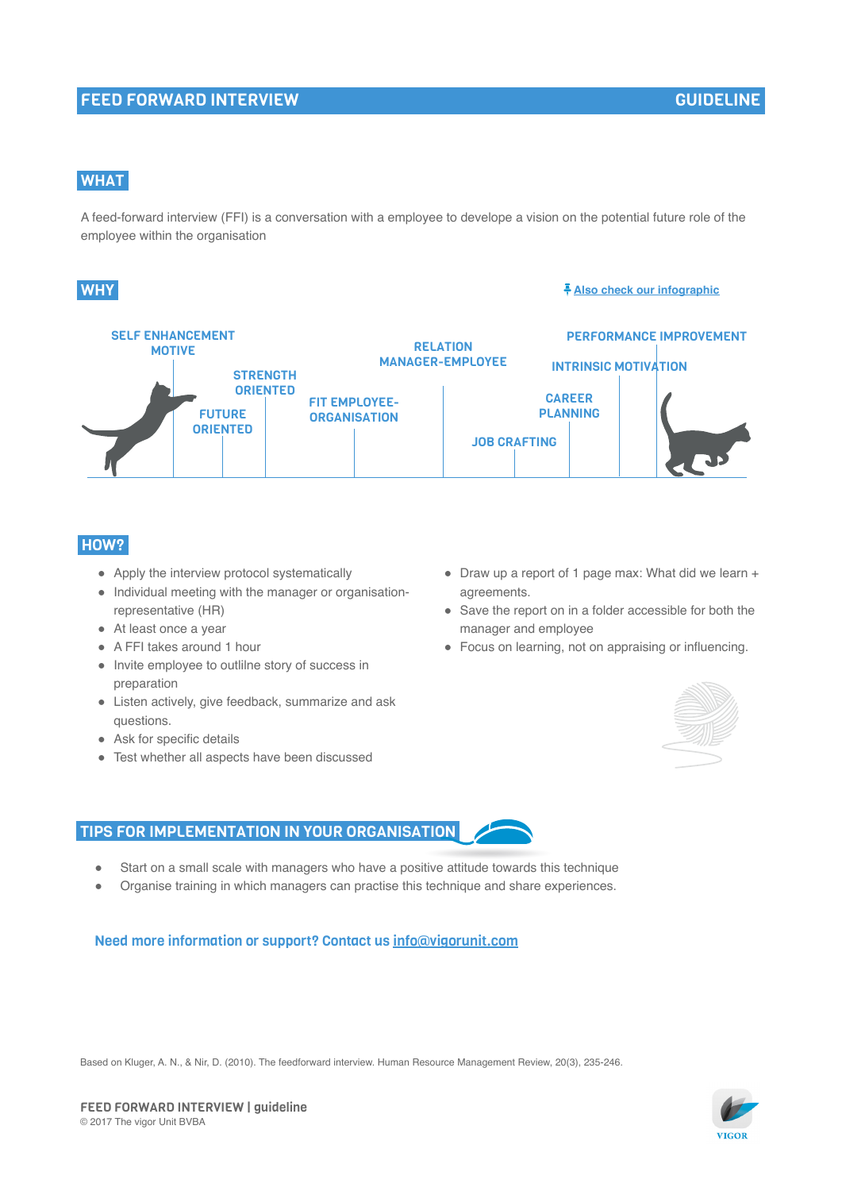# FEED FORWARD INTERVIEW — GUIDELINE

## WHAT

A feed-forward interview (FFI) is a conversation with a employee to develope a vision on the potential future role of the employee within the organisation

## WHY

Also check our infographic

SELF ENHANCEMENT MOTIVE
FUTURE ORIENTED
STRENGTH ORIENTED
FIT EMPLOYEE-ORGANISATION
RELATION MANAGER-EMPLOYEE
JOB CRAFTING
CAREER PLANNING
INTRINSIC MOTIVATION
PERFORMANCE IMPROVEMENT

## HOW?

- Apply the interview protocol systematically
- Individual meeting with the manager or organisation-representative (HR)
- At least once a year
- A FFI takes around 1 hour
- Invite employee to outlilne story of success in preparation
- Listen actively, give feedback, summarize and ask questions.
- Ask for specific details
- Test whether all aspects have been discussed
- Draw up a report of 1 page max: What did we learn + agreements.
- Save the report on in a folder accessible for both the manager and employee
- Focus on learning, not on appraising or influencing.

## TIPS FOR IMPLEMENTATION IN YOUR ORGANISATION

- Start on a small scale with managers who have a positive attitude towards this technique
- Organise training in which managers can practise this technique and share experiences.

**Need more information or support? Contact us info@vigorunit.com**

Based on Kluger, A. N., & Nir, D. (2010). The feedforward interview. Human Resource Management Review, 20(3), 235-246.

**FEED FORWARD INTERVIEW | guideline**
© 2017 The vigor Unit BVBA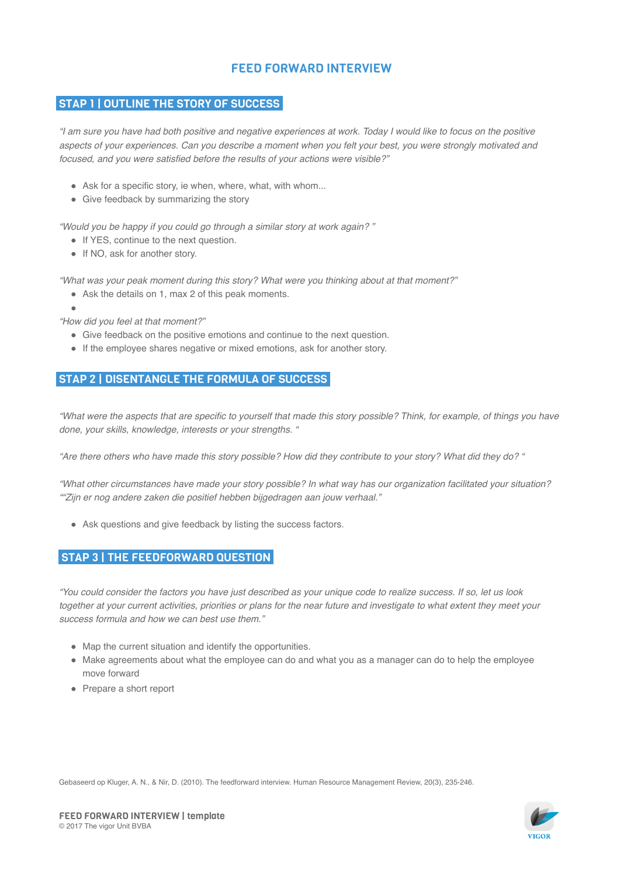# FEED FORWARD INTERVIEW

## STAP 1 | OUTLINE THE STORY OF SUCCESS

*"I am sure you have had both positive and negative experiences at work. Today I would like to focus on the positive aspects of your experiences. Can you describe a moment when you felt your best, you were strongly motivated and focused, and you were satisfied before the results of your actions were visible?"*

- Ask for a specific story, ie when, where, what, with whom...
- Give feedback by summarizing the story

*"Would you be happy if you could go through a similar story at work again? "*

- If YES, continue to the next question.
- If NO, ask for another story.

*"What was your peak moment during this story? What were you thinking about at that moment?"*

- Ask the details on 1, max 2 of this peak moments.
-

*"How did you feel at that moment?"*

- Give feedback on the positive emotions and continue to the next question.
- If the employee shares negative or mixed emotions, ask for another story.

## STAP 2 | DISENTANGLE THE FORMULA OF SUCCESS

*"What were the aspects that are specific to yourself that made this story possible? Think, for example, of things you have done, your skills, knowledge, interests or your strengths. "*

*"Are there others who have made this story possible? How did they contribute to your story? What did they do? "*

*"What other circumstances have made your story possible? In what way has our organization facilitated your situation? ""Zijn er nog andere zaken die positief hebben bijgedragen aan jouw verhaal."*

- Ask questions and give feedback by listing the success factors.

## STAP 3 | THE FEEDFORWARD QUESTION

*"You could consider the factors you have just described as your unique code to realize success. If so, let us look together at your current activities, priorities or plans for the near future and investigate to what extent they meet your success formula and how we can best use them."*

- Map the current situation and identify the opportunities.
- Make agreements about what the employee can do and what you as a manager can do to help the employee move forward
- Prepare a short report

Gebaseerd op Kluger, A. N., & Nir, D. (2010). The feedforward interview. Human Resource Management Review, 20(3), 235-246.

**FEED FORWARD INTERVIEW | template**
© 2017 The vigor Unit BVBA